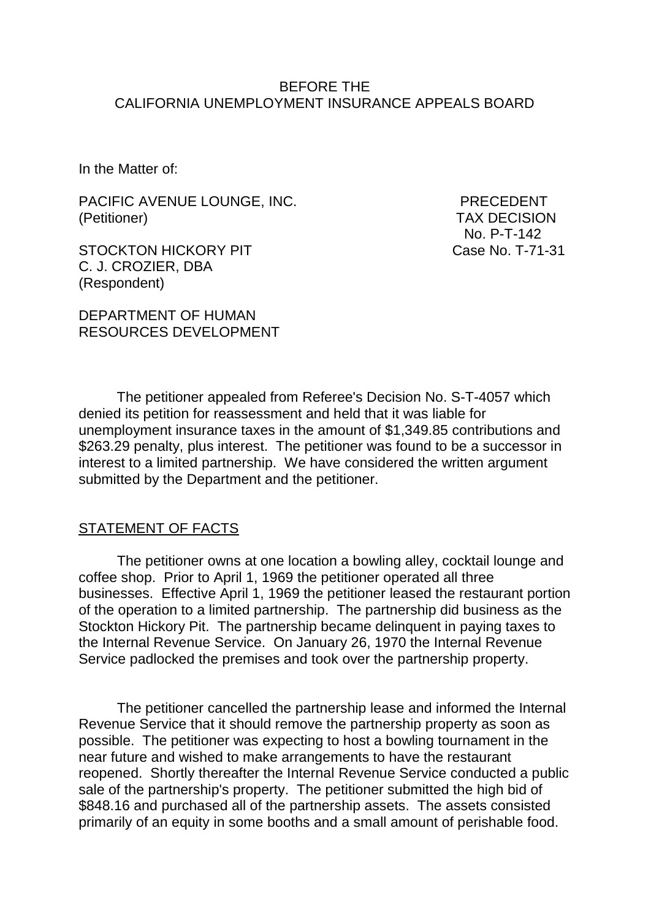BEFORE THE
CALIFORNIA UNEMPLOYMENT INSURANCE APPEALS BOARD

In the Matter of:

PACIFIC AVENUE LOUNGE, INC.
(Petitioner)

STOCKTON HICKORY PIT
C. J. CROZIER, DBA
(Respondent)

DEPARTMENT OF HUMAN
RESOURCES DEVELOPMENT

PRECEDENT
TAX DECISION
No. P-T-142
Case No. T-71-31

The petitioner appealed from Referee's Decision No. S-T-4057 which denied its petition for reassessment and held that it was liable for unemployment insurance taxes in the amount of $1,349.85 contributions and $263.29 penalty, plus interest. The petitioner was found to be a successor in interest to a limited partnership. We have considered the written argument submitted by the Department and the petitioner.

## STATEMENT OF FACTS

The petitioner owns at one location a bowling alley, cocktail lounge and coffee shop. Prior to April 1, 1969 the petitioner operated all three businesses. Effective April 1, 1969 the petitioner leased the restaurant portion of the operation to a limited partnership. The partnership did business as the Stockton Hickory Pit. The partnership became delinquent in paying taxes to the Internal Revenue Service. On January 26, 1970 the Internal Revenue Service padlocked the premises and took over the partnership property.

The petitioner cancelled the partnership lease and informed the Internal Revenue Service that it should remove the partnership property as soon as possible. The petitioner was expecting to host a bowling tournament in the near future and wished to make arrangements to have the restaurant reopened. Shortly thereafter the Internal Revenue Service conducted a public sale of the partnership's property. The petitioner submitted the high bid of $848.16 and purchased all of the partnership assets. The assets consisted primarily of an equity in some booths and a small amount of perishable food.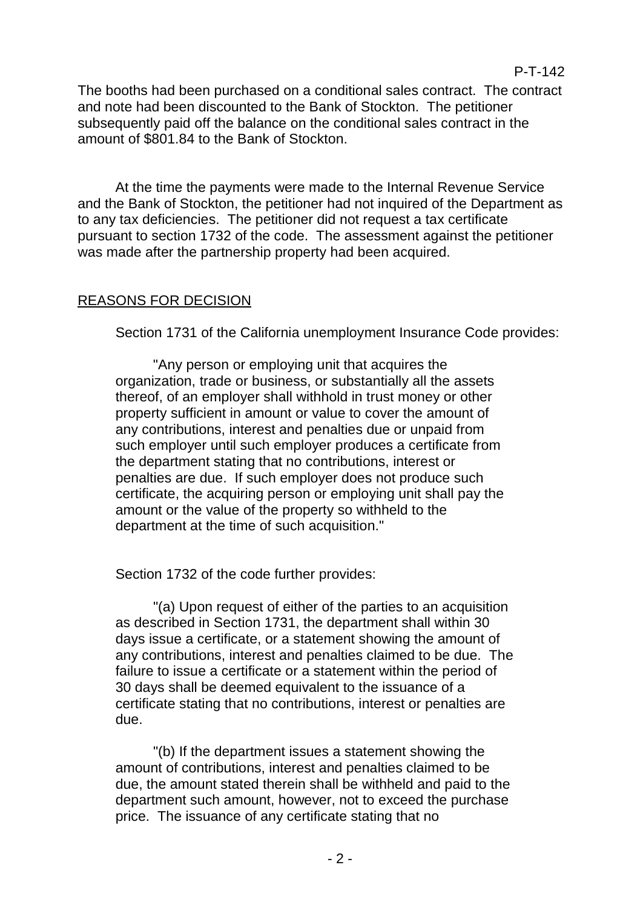The booths had been purchased on a conditional sales contract. The contract and note had been discounted to the Bank of Stockton. The petitioner subsequently paid off the balance on the conditional sales contract in the amount of $801.84 to the Bank of Stockton.

At the time the payments were made to the Internal Revenue Service and the Bank of Stockton, the petitioner had not inquired of the Department as to any tax deficiencies. The petitioner did not request a tax certificate pursuant to section 1732 of the code. The assessment against the petitioner was made after the partnership property had been acquired.

## REASONS FOR DECISION

Section 1731 of the California unemployment Insurance Code provides:

> "Any person or employing unit that acquires the organization, trade or business, or substantially all the assets thereof, of an employer shall withhold in trust money or other property sufficient in amount or value to cover the amount of any contributions, interest and penalties due or unpaid from such employer until such employer produces a certificate from the department stating that no contributions, interest or penalties are due. If such employer does not produce such certificate, the acquiring person or employing unit shall pay the amount or the value of the property so withheld to the department at the time of such acquisition."

Section 1732 of the code further provides:

> "(a) Upon request of either of the parties to an acquisition as described in Section 1731, the department shall within 30 days issue a certificate, or a statement showing the amount of any contributions, interest and penalties claimed to be due. The failure to issue a certificate or a statement within the period of 30 days shall be deemed equivalent to the issuance of a certificate stating that no contributions, interest or penalties are due.
>
> "(b) If the department issues a statement showing the amount of contributions, interest and penalties claimed to be due, the amount stated therein shall be withheld and paid to the department such amount, however, not to exceed the purchase price. The issuance of any certificate stating that no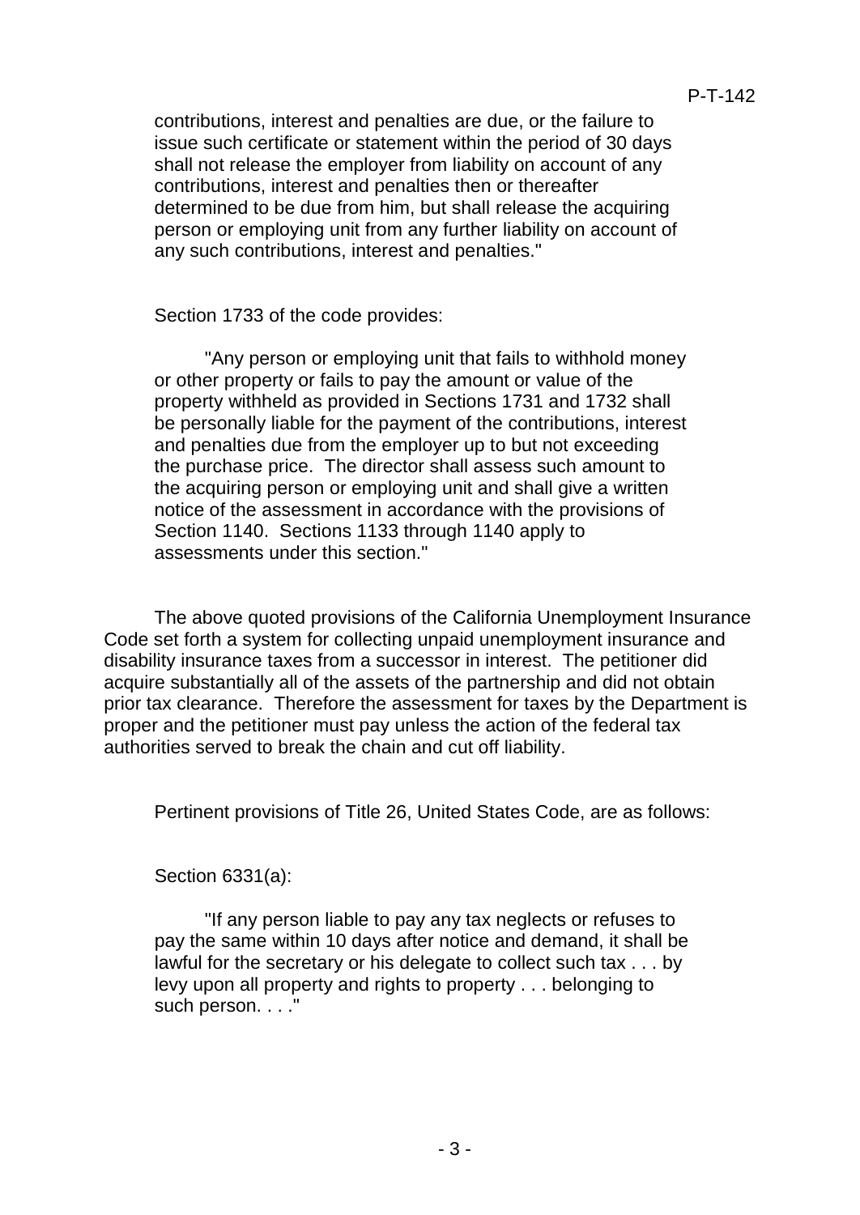contributions, interest and penalties are due, or the failure to issue such certificate or statement within the period of 30 days shall not release the employer from liability on account of any contributions, interest and penalties then or thereafter determined to be due from him, but shall release the acquiring person or employing unit from any further liability on account of any such contributions, interest and penalties."

Section 1733 of the code provides:

> "Any person or employing unit that fails to withhold money or other property or fails to pay the amount or value of the property withheld as provided in Sections 1731 and 1732 shall be personally liable for the payment of the contributions, interest and penalties due from the employer up to but not exceeding the purchase price. The director shall assess such amount to the acquiring person or employing unit and shall give a written notice of the assessment in accordance with the provisions of Section 1140. Sections 1133 through 1140 apply to assessments under this section."

The above quoted provisions of the California Unemployment Insurance Code set forth a system for collecting unpaid unemployment insurance and disability insurance taxes from a successor in interest. The petitioner did acquire substantially all of the assets of the partnership and did not obtain prior tax clearance. Therefore the assessment for taxes by the Department is proper and the petitioner must pay unless the action of the federal tax authorities served to break the chain and cut off liability.

Pertinent provisions of Title 26, United States Code, are as follows:

Section 6331(a):

> "If any person liable to pay any tax neglects or refuses to pay the same within 10 days after notice and demand, it shall be lawful for the secretary or his delegate to collect such tax . . . by levy upon all property and rights to property . . . belonging to such person. . . ."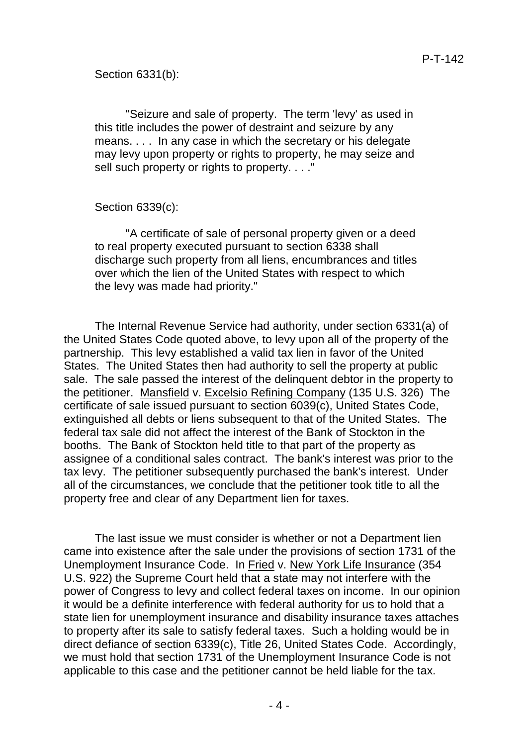Section 6331(b):

> "Seizure and sale of property. The term 'levy' as used in this title includes the power of destraint and seizure by any means. . . . In any case in which the secretary or his delegate may levy upon property or rights to property, he may seize and sell such property or rights to property. . . ."

Section 6339(c):

> "A certificate of sale of personal property given or a deed to real property executed pursuant to section 6338 shall discharge such property from all liens, encumbrances and titles over which the lien of the United States with respect to which the levy was made had priority."

The Internal Revenue Service had authority, under section 6331(a) of the United States Code quoted above, to levy upon all of the property of the partnership. This levy established a valid tax lien in favor of the United States. The United States then had authority to sell the property at public sale. The sale passed the interest of the delinquent debtor in the property to the petitioner. Mansfield v. Excelsio Refining Company (135 U.S. 326) The certificate of sale issued pursuant to section 6039(c), United States Code, extinguished all debts or liens subsequent to that of the United States. The federal tax sale did not affect the interest of the Bank of Stockton in the booths. The Bank of Stockton held title to that part of the property as assignee of a conditional sales contract. The bank's interest was prior to the tax levy. The petitioner subsequently purchased the bank's interest. Under all of the circumstances, we conclude that the petitioner took title to all the property free and clear of any Department lien for taxes.

The last issue we must consider is whether or not a Department lien came into existence after the sale under the provisions of section 1731 of the Unemployment Insurance Code. In Fried v. New York Life Insurance (354 U.S. 922) the Supreme Court held that a state may not interfere with the power of Congress to levy and collect federal taxes on income. In our opinion it would be a definite interference with federal authority for us to hold that a state lien for unemployment insurance and disability insurance taxes attaches to property after its sale to satisfy federal taxes. Such a holding would be in direct defiance of section 6339(c), Title 26, United States Code. Accordingly, we must hold that section 1731 of the Unemployment Insurance Code is not applicable to this case and the petitioner cannot be held liable for the tax.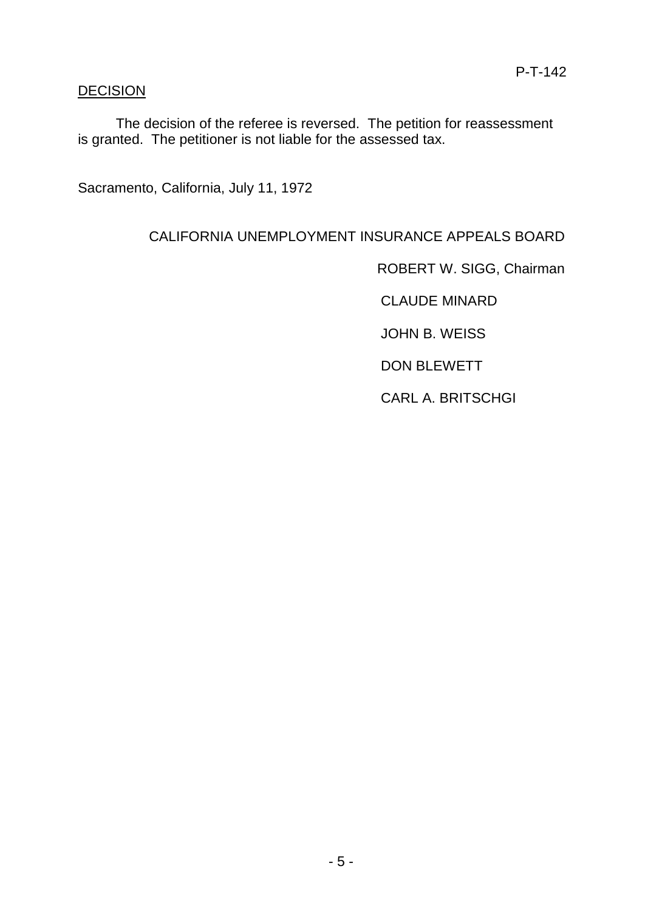P-T-142

DECISION

The decision of the referee is reversed. The petition for reassessment is granted. The petitioner is not liable for the assessed tax.

Sacramento, California, July 11, 1972

CALIFORNIA UNEMPLOYMENT INSURANCE APPEALS BOARD

ROBERT W. SIGG, Chairman

CLAUDE MINARD

JOHN B. WEISS

DON BLEWETT

CARL A. BRITSCHGI